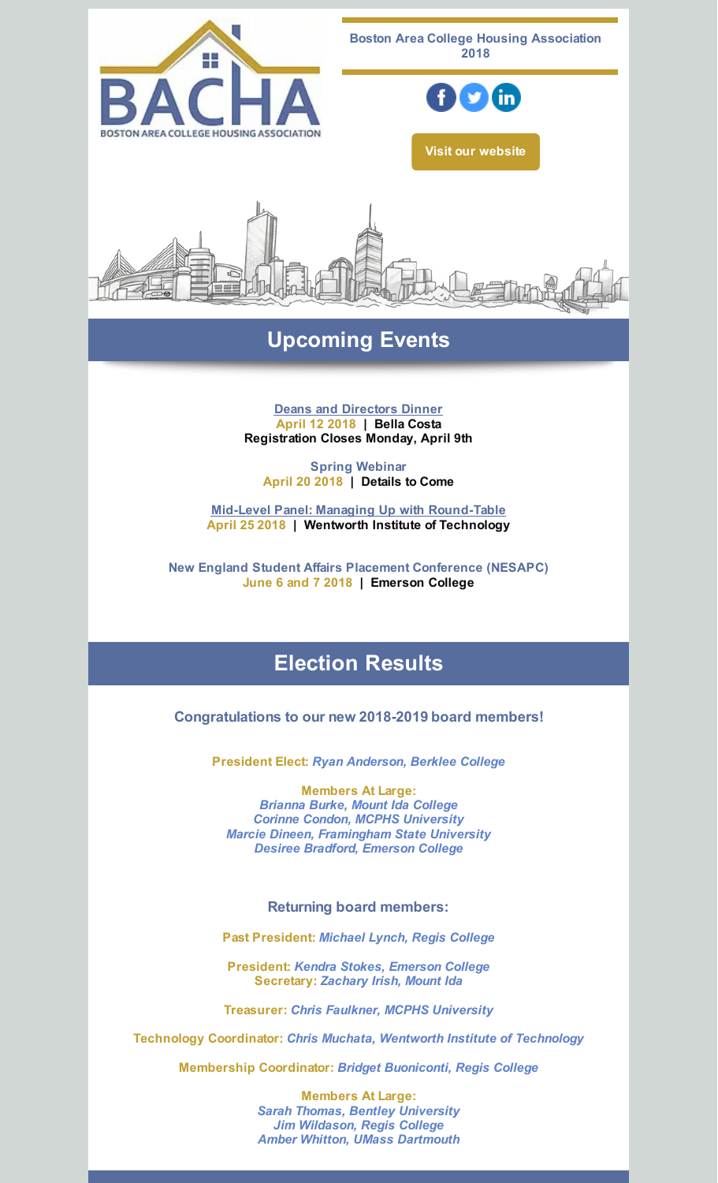Boston Area College Housing Association 2018

BACHA
BOSTON AREA COLLEGE HOUSING ASSOCIATION

Visit our website

## Upcoming Events

**Deans and Directors Dinner**
**April 12 2018 | Bella Costa**
**Registration Closes Monday, April 9th**

**Spring Webinar**
**April 20 2018 | Details to Come**

**Mid-Level Panel: Managing Up with Round-Table**
**April 25 2018 | Wentworth Institute of Technology**

**New England Student Affairs Placement Conference (NESAPC)**
**June 6 and 7 2018 | Emerson College**

## Election Results

### Congratulations to our new 2018-2019 board members!

**President Elect:** ***Ryan Anderson, Berklee College***

**Members At Large:**
***Brianna Burke, Mount Ida College***
***Corinne Condon, MCPHS University***
***Marcie Dineen, Framingham State University***
***Desiree Bradford, Emerson College***

### Returning board members:

**Past President:** ***Michael Lynch, Regis College***

**President:** ***Kendra Stokes, Emerson College***
**Secretary:** ***Zachary Irish, Mount Ida***

**Treasurer:** ***Chris Faulkner, MCPHS University***

**Technology Coordinator:** ***Chris Muchata, Wentworth Institute of Technology***

**Membership Coordinator:** ***Bridget Buoniconti, Regis College***

**Members At Large:**
***Sarah Thomas, Bentley University***
***Jim Wildason, Regis College***
***Amber Whitton, UMass Dartmouth***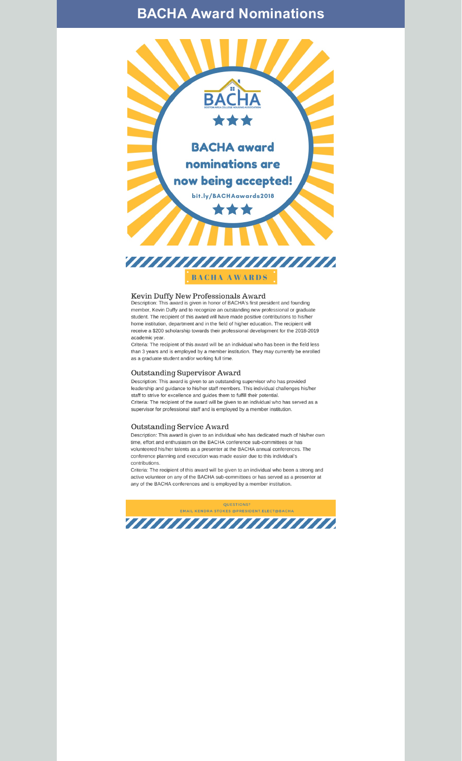# BACHA Award Nominations

BACHA
BOSTON AREA COLLEGE HOUSING ASSOCIATION

★★★

BACHA award nominations are now being accepted!

bit.ly/BACHAawards2018

★★★

## BACHA AWARDS

### Kevin Duffy New Professionals Award

Description: This award is given in honor of BACHA's first president and founding member, Kevin Duffy and to recognize an outstanding new professional or graduate student. The recipient of this award will have made positive contributions to his/her home institution, department and in the field of higher education. The recipient will receive a $200 scholarship towards their professional development for the 2018-2019 academic year.

Criteria: The recipient of this award will be an individual who has been in the field less than 3 years and is employed by a member institution. They may currently be enrolled as a graduate student and/or working full time.

### Outstanding Supervisor Award

Description: This award is given to an outstanding supervisor who has provided leadership and guidance to his/her staff members. This individual challenges his/her staff to strive for excellence and guides them to fulfill their potential.

Criteria: The recipient of the award will be given to an individual who has served as a supervisor for professional staff and is employed by a member institution.

### Outstanding Service Award

Description: This award is given to an individual who has dedicated much of his/her own time, effort and enthusiasm on the BACHA conference sub-committees or has volunteered his/her talents as a presenter at the BACHA annual conferences. The conference planning and execution was made easier due to this individual's contributions.

Criteria: The recipient of this award will be given to an individual who been a strong and active volunteer on any of the BACHA sub-committees or has served as a presenter at any of the BACHA conferences and is employed by a member institution.

QUESTIONS?
EMAIL KENDRA STOKES @PRESIDENT.ELECT@BACHA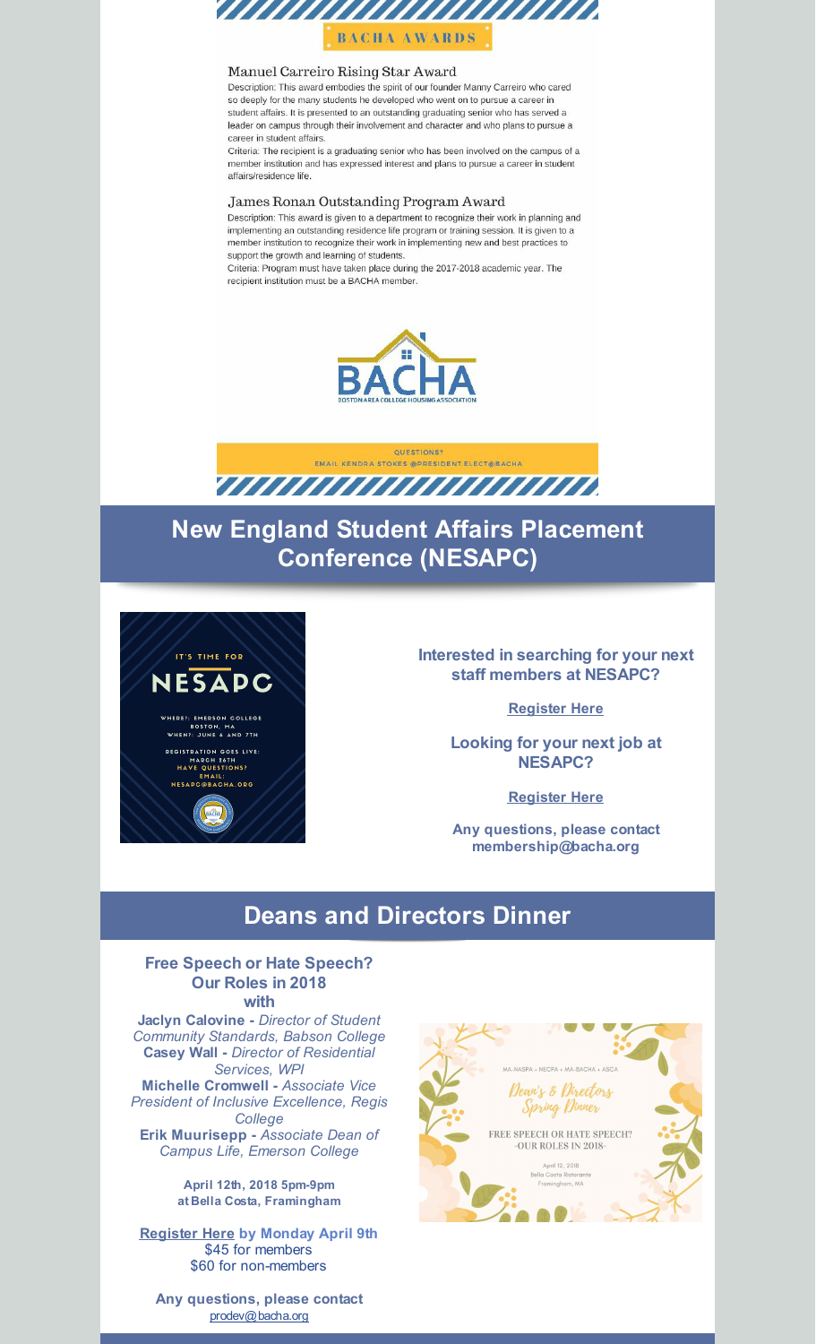BACHA AWARDS

### Manuel Carreiro Rising Star Award

Description: This award embodies the spirit of our founder Manny Carreiro who cared so deeply for the many students he developed who went on to pursue a career in student affairs. It is presented to an outstanding graduating senior who has served a leader on campus through their involvement and character and who plans to pursue a career in student affairs.

Criteria: The recipient is a graduating senior who has been involved on the campus of a member institution and has expressed interest and plans to pursue a career in student affairs/residence life.

### James Ronan Outstanding Program Award

Description: This award is given to a department to recognize their work in planning and implementing an outstanding residence life program or training session. It is given to a member institution to recognize their work in implementing new and best practices to support the growth and learning of students.

Criteria: Program must have taken place during the 2017-2018 academic year. The recipient institution must be a BACHA member.

BACHA
BOSTON AREA COLLEGE HOUSING ASSOCIATION

QUESTIONS?
EMAIL KENDRA STOKES @PRESIDENT.ELECT@BACHA

## New England Student Affairs Placement Conference (NESAPC)

IT'S TIME FOR
NESAPC
WHERE?: EMERSON COLLEGE
BOSTON, MA
WHEN?: JUNE 6 AND 7TH
REGISTRATION GOES LIVE:
MARCH 26TH
HAVE QUESTIONS?
EMAIL:
NESAPC@BACHA.ORG

**Interested in searching for your next staff members at NESAPC?**

**Register Here**

**Looking for your next job at NESAPC?**

**Register Here**

**Any questions, please contact membership@bacha.org**

## Deans and Directors Dinner

**Free Speech or Hate Speech? Our Roles in 2018**
**with**

**Jaclyn Calovine -** *Director of Student Community Standards, Babson College*
**Casey Wall -** *Director of Residential Services, WPI*
**Michelle Cromwell -** *Associate Vice President of Inclusive Excellence, Regis College*
**Erik Muurisepp -** *Associate Dean of Campus Life, Emerson College*

**April 12th, 2018 5pm-9pm at Bella Costa, Framingham**

**Register Here by Monday April 9th**
$45 for members
$60 for non-members

**Any questions, please contact**
prodev@bacha.org

MA-NASPA • NECPA • MA-BACHA • ASCA
Dean's & Directors Spring Dinner
FREE SPEECH OR HATE SPEECH?
-OUR ROLES IN 2018-
April 12, 2018
Bella Costa Ristorante
Framingham, MA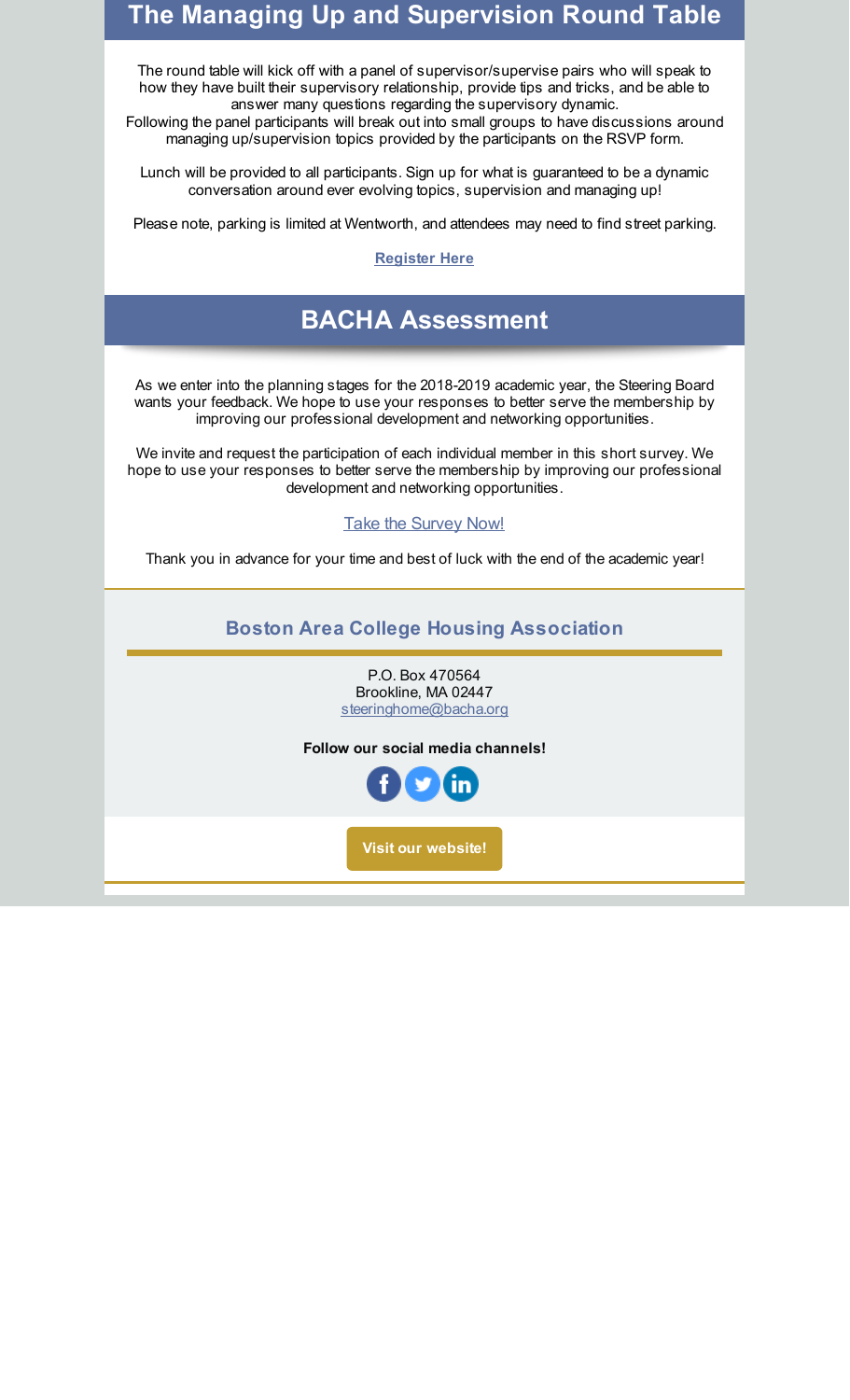## The Managing Up and Supervision Round Table

The round table will kick off with a panel of supervisor/supervise pairs who will speak to how they have built their supervisory relationship, provide tips and tricks, and be able to answer many questions regarding the supervisory dynamic.
Following the panel participants will break out into small groups to have discussions around managing up/supervision topics provided by the participants on the RSVP form.

Lunch will be provided to all participants. Sign up for what is guaranteed to be a dynamic conversation around ever evolving topics, supervision and managing up!

Please note, parking is limited at Wentworth, and attendees may need to find street parking.

**Register Here**

## BACHA Assessment

As we enter into the planning stages for the 2018-2019 academic year, the Steering Board wants your feedback. We hope to use your responses to better serve the membership by improving our professional development and networking opportunities.

We invite and request the participation of each individual member in this short survey. We hope to use your responses to better serve the membership by improving our professional development and networking opportunities.

Take the Survey Now!

Thank you in advance for your time and best of luck with the end of the academic year!

### Boston Area College Housing Association

P.O. Box 470564
Brookline, MA 02447
steeringhome@bacha.org

**Follow our social media channels!**

**Visit our website!**